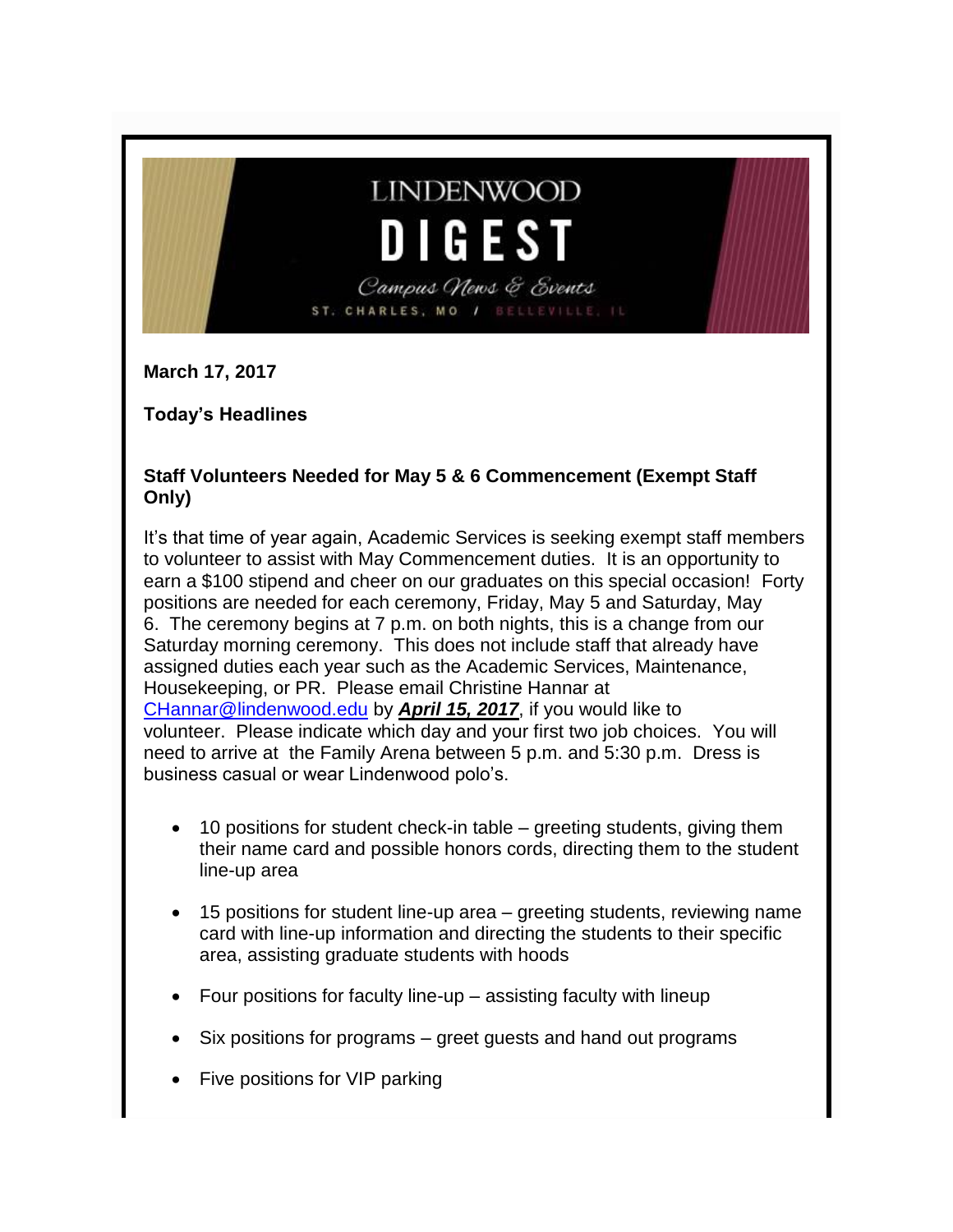# LINDENWOOD DIGEST

Campus News & Events

ST. CHARLES, MO / BELLEVILLE, IL

**March 17, 2017**

**Today's Headlines**

### Staff Volunteers Needed for May 5 & 6 Commencement (Exempt Staff Only)

It's that time of year again, Academic Services is seeking exempt staff members to volunteer to assist with May Commencement duties. It is an opportunity to earn a $100 stipend and cheer on our graduates on this special occasion! Forty positions are needed for each ceremony, Friday, May 5 and Saturday, May 6. The ceremony begins at 7 p.m. on both nights, this is a change from our Saturday morning ceremony. This does not include staff that already have assigned duties each year such as the Academic Services, Maintenance, Housekeeping, or PR. Please email Christine Hannar at CHannar@lindenwood.edu by ***April 15, 2017***, if you would like to volunteer. Please indicate which day and your first two job choices. You will need to arrive at the Family Arena between 5 p.m. and 5:30 p.m. Dress is business casual or wear Lindenwood polo's.

- 10 positions for student check-in table – greeting students, giving them their name card and possible honors cords, directing them to the student line-up area
- 15 positions for student line-up area – greeting students, reviewing name card with line-up information and directing the students to their specific area, assisting graduate students with hoods
- Four positions for faculty line-up – assisting faculty with lineup
- Six positions for programs – greet guests and hand out programs
- Five positions for VIP parking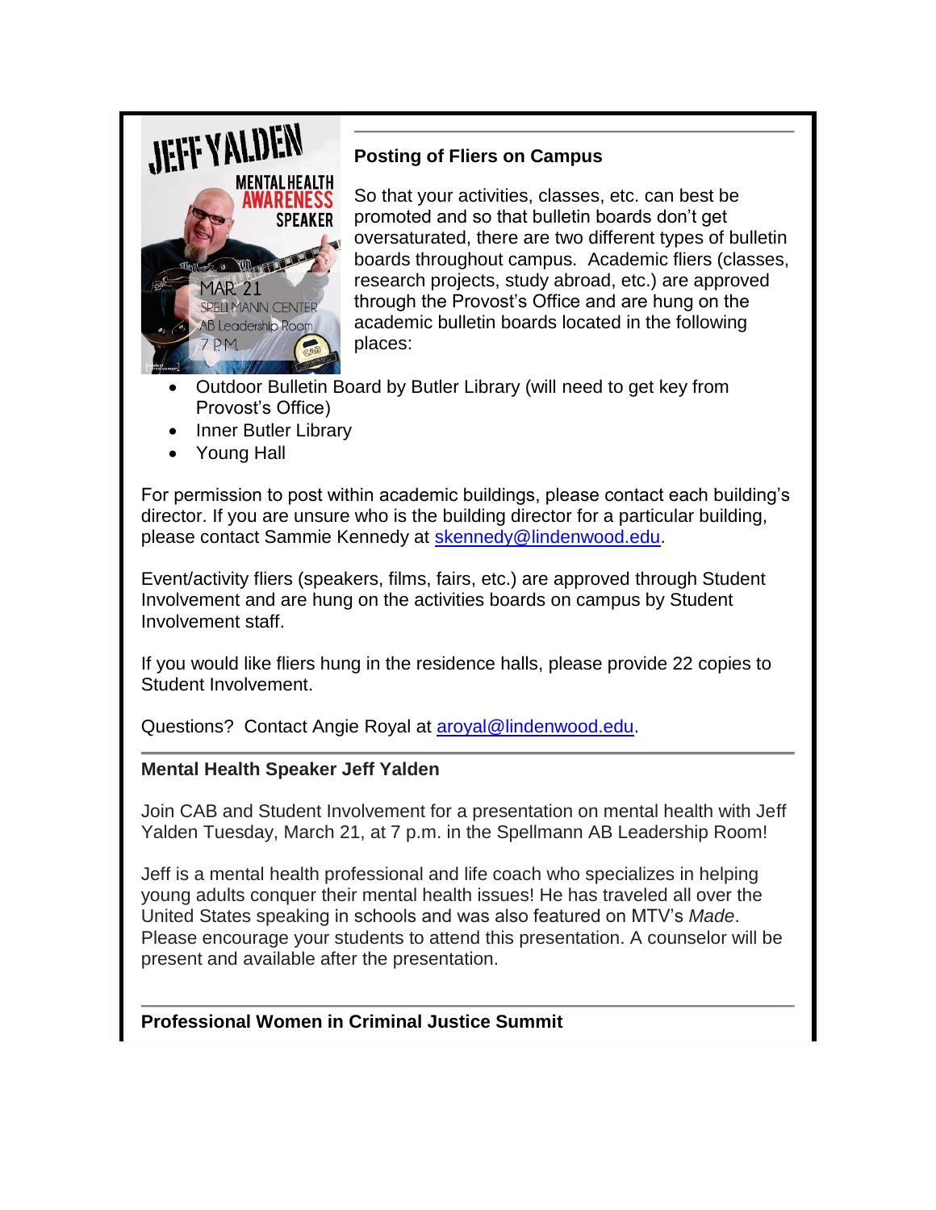## Posting of Fliers on Campus

So that your activities, classes, etc. can best be promoted and so that bulletin boards don't get oversaturated, there are two different types of bulletin boards throughout campus. Academic fliers (classes, research projects, study abroad, etc.) are approved through the Provost's Office and are hung on the academic bulletin boards located in the following places:

- Outdoor Bulletin Board by Butler Library (will need to get key from Provost's Office)
- Inner Butler Library
- Young Hall

For permission to post within academic buildings, please contact each building's director. If you are unsure who is the building director for a particular building, please contact Sammie Kennedy at skennedy@lindenwood.edu.

Event/activity fliers (speakers, films, fairs, etc.) are approved through Student Involvement and are hung on the activities boards on campus by Student Involvement staff.

If you would like fliers hung in the residence halls, please provide 22 copies to Student Involvement.

Questions? Contact Angie Royal at aroyal@lindenwood.edu.

## Mental Health Speaker Jeff Yalden

Join CAB and Student Involvement for a presentation on mental health with Jeff Yalden Tuesday, March 21, at 7 p.m. in the Spellmann AB Leadership Room!

Jeff is a mental health professional and life coach who specializes in helping young adults conquer their mental health issues! He has traveled all over the United States speaking in schools and was also featured on MTV's *Made*. Please encourage your students to attend this presentation. A counselor will be present and available after the presentation.

## Professional Women in Criminal Justice Summit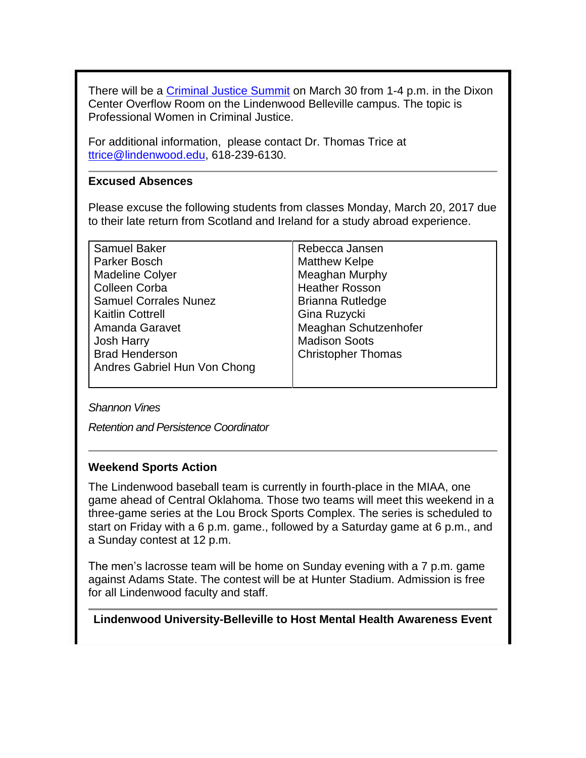There will be a [Criminal Justice Summit] on March 30 from 1-4 p.m. in the Dixon Center Overflow Room on the Lindenwood Belleville campus. The topic is Professional Women in Criminal Justice.

For additional information, please contact Dr. Thomas Trice at ttrice@lindenwood.edu, 618-239-6130.

---

**Excused Absences**

Please excuse the following students from classes Monday, March 20, 2017 due to their late return from Scotland and Ireland for a study abroad experience.

| | |
|---|---|
| Samuel Baker | Rebecca Jansen |
| Parker Bosch | Matthew Kelpe |
| Madeline Colyer | Meaghan Murphy |
| Colleen Corba | Heather Rosson |
| Samuel Corrales Nunez | Brianna Rutledge |
| Kaitlin Cottrell | Gina Ruzycki |
| Amanda Garavet | Meaghan Schutzenhofer |
| Josh Harry | Madison Soots |
| Brad Henderson | Christopher Thomas |
| Andres Gabriel Hun Von Chong | |

*Shannon Vines*

*Retention and Persistence Coordinator*

---

**Weekend Sports Action**

The Lindenwood baseball team is currently in fourth-place in the MIAA, one game ahead of Central Oklahoma. Those two teams will meet this weekend in a three-game series at the Lou Brock Sports Complex. The series is scheduled to start on Friday with a 6 p.m. game., followed by a Saturday game at 6 p.m., and a Sunday contest at 12 p.m.

The men's lacrosse team will be home on Sunday evening with a 7 p.m. game against Adams State. The contest will be at Hunter Stadium. Admission is free for all Lindenwood faculty and staff.

---

**Lindenwood University-Belleville to Host Mental Health Awareness Event**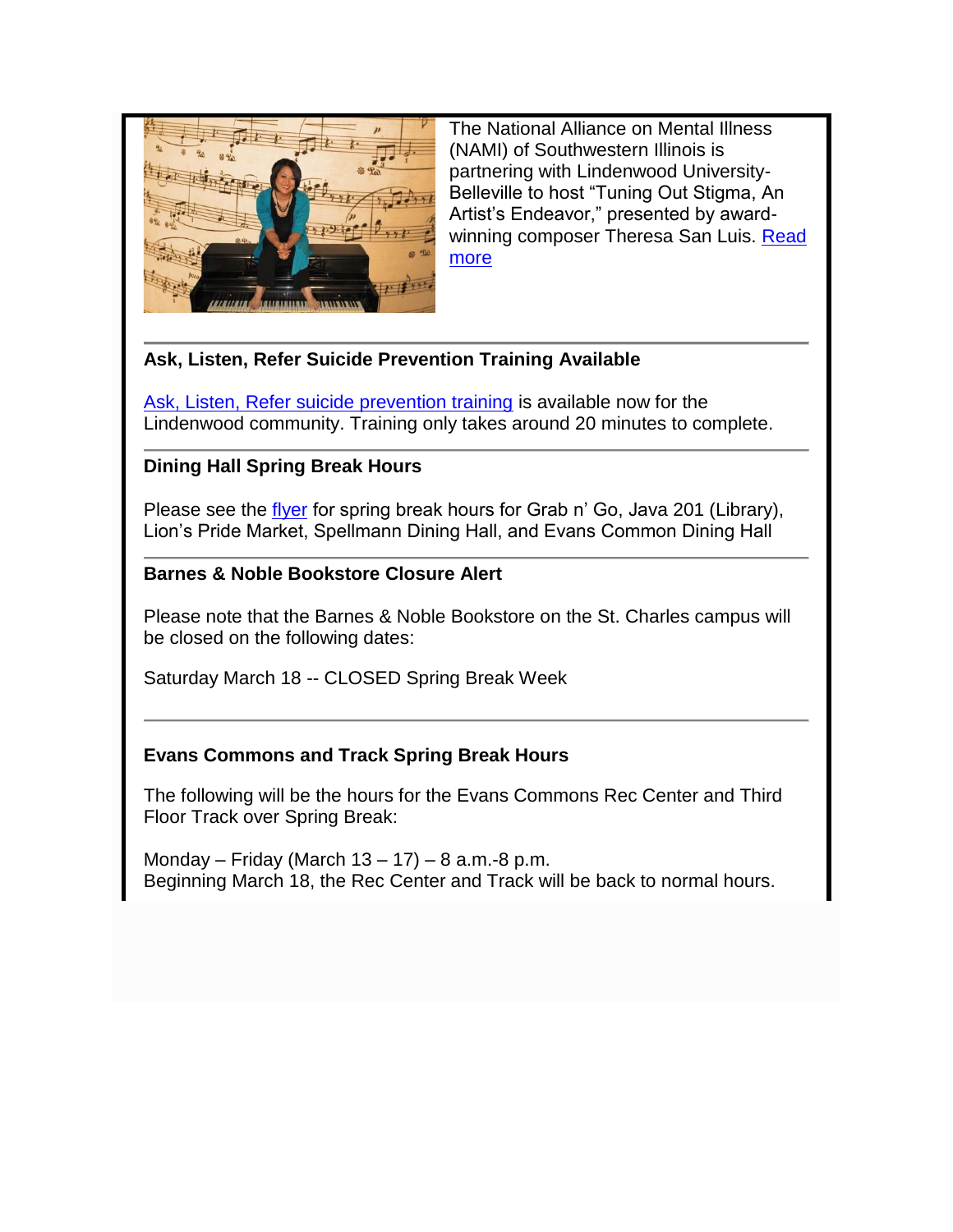The National Alliance on Mental Illness (NAMI) of Southwestern Illinois is partnering with Lindenwood University-Belleville to host "Tuning Out Stigma, An Artist's Endeavor," presented by award-winning composer Theresa San Luis. Read more

---

**Ask, Listen, Refer Suicide Prevention Training Available**

Ask, Listen, Refer suicide prevention training is available now for the Lindenwood community. Training only takes around 20 minutes to complete.

---

**Dining Hall Spring Break Hours**

Please see the flyer for spring break hours for Grab n' Go, Java 201 (Library), Lion's Pride Market, Spellmann Dining Hall, and Evans Common Dining Hall

---

**Barnes & Noble Bookstore Closure Alert**

Please note that the Barnes & Noble Bookstore on the St. Charles campus will be closed on the following dates:

Saturday March 18 -- CLOSED Spring Break Week

---

**Evans Commons and Track Spring Break Hours**

The following will be the hours for the Evans Commons Rec Center and Third Floor Track over Spring Break:

Monday – Friday (March 13 – 17) – 8 a.m.-8 p.m.
Beginning March 18, the Rec Center and Track will be back to normal hours.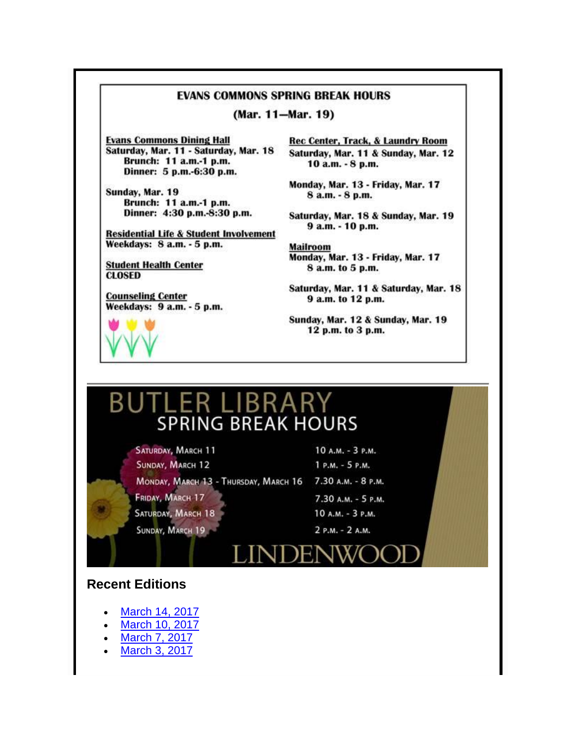## EVANS COMMONS SPRING BREAK HOURS

**(Mar. 11—Mar. 19)**

**Evans Commons Dining Hall**
Saturday, Mar. 11 - Saturday, Mar. 18
Brunch: 11 a.m.-1 p.m.
Dinner: 5 p.m.-6:30 p.m.

Sunday, Mar. 19
Brunch: 11 a.m.-1 p.m.
Dinner: 4:30 p.m.-8:30 p.m.

**Residential Life & Student Involvement**
Weekdays: 8 a.m. - 5 p.m.

**Student Health Center**
CLOSED

**Counseling Center**
Weekdays: 9 a.m. - 5 p.m.

**Rec Center, Track, & Laundry Room**
Saturday, Mar. 11 & Sunday, Mar. 12
10 a.m. - 8 p.m.

Monday, Mar. 13 - Friday, Mar. 17
8 a.m. - 8 p.m.

Saturday, Mar. 18 & Sunday, Mar. 19
9 a.m. - 10 p.m.

**Mailroom**
Monday, Mar. 13 - Friday, Mar. 17
8 a.m. to 5 p.m.

Saturday, Mar. 11 & Saturday, Mar. 18
9 a.m. to 12 p.m.

Sunday, Mar. 12 & Sunday, Mar. 19
12 p.m. to 3 p.m.

## BUTLER LIBRARY SPRING BREAK HOURS

| Day | Hours |
|---|---|
| Saturday, March 11 | 10 a.m. - 3 p.m. |
| Sunday, March 12 | 1 p.m. - 5 p.m. |
| Monday, March 13 - Thursday, March 16 | 7.30 a.m. - 8 p.m. |
| Friday, March 17 | 7.30 a.m. - 5 p.m. |
| Saturday, March 18 | 10 a.m. - 3 p.m. |
| Sunday, March 19 | 2 p.m. - 2 a.m. |

LINDENWOOD

### Recent Editions

- March 14, 2017
- March 10, 2017
- March 7, 2017
- March 3, 2017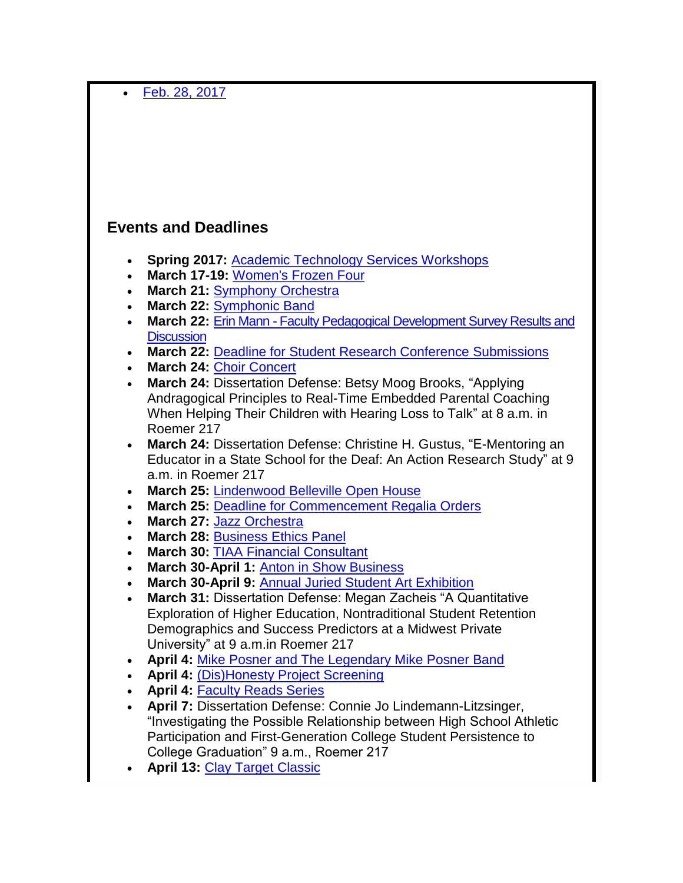- Feb. 28, 2017

## Events and Deadlines

- **Spring 2017:** Academic Technology Services Workshops
- **March 17-19:** Women's Frozen Four
- **March 21:** Symphony Orchestra
- **March 22:** Symphonic Band
- **March 22:** Erin Mann - Faculty Pedagogical Development Survey Results and Discussion
- **March 22:** Deadline for Student Research Conference Submissions
- **March 24:** Choir Concert
- **March 24:** Dissertation Defense: Betsy Moog Brooks, “Applying Andragogical Principles to Real-Time Embedded Parental Coaching When Helping Their Children with Hearing Loss to Talk” at 8 a.m. in Roemer 217
- **March 24:** Dissertation Defense: Christine H. Gustus, “E-Mentoring an Educator in a State School for the Deaf: An Action Research Study” at 9 a.m. in Roemer 217
- **March 25:** Lindenwood Belleville Open House
- **March 25:** Deadline for Commencement Regalia Orders
- **March 27:** Jazz Orchestra
- **March 28:** Business Ethics Panel
- **March 30:** TIAA Financial Consultant
- **March 30-April 1:** Anton in Show Business
- **March 30-April 9:** Annual Juried Student Art Exhibition
- **March 31:** Dissertation Defense: Megan Zacheis “A Quantitative Exploration of Higher Education, Nontraditional Student Retention Demographics and Success Predictors at a Midwest Private University” at 9 a.m.in Roemer 217
- **April 4:** Mike Posner and The Legendary Mike Posner Band
- **April 4:** (Dis)Honesty Project Screening
- **April 4:** Faculty Reads Series
- **April 7:** Dissertation Defense: Connie Jo Lindemann-Litzsinger, “Investigating the Possible Relationship between High School Athletic Participation and First-Generation College Student Persistence to College Graduation” 9 a.m., Roemer 217
- **April 13:** Clay Target Classic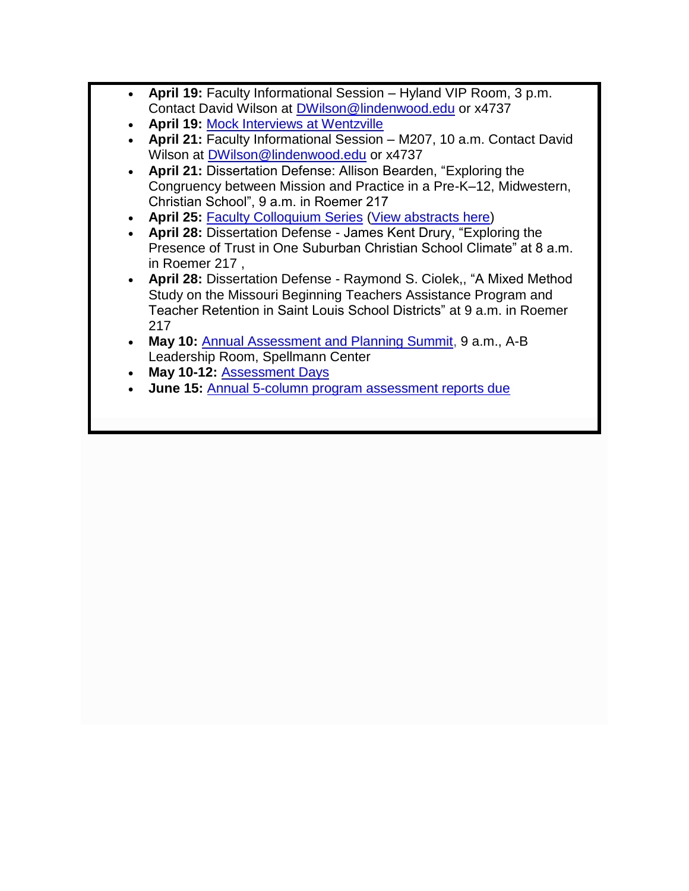- **April 19:** Faculty Informational Session – Hyland VIP Room, 3 p.m. Contact David Wilson at DWilson@lindenwood.edu or x4737
- **April 19:** Mock Interviews at Wentzville
- **April 21:** Faculty Informational Session – M207, 10 a.m. Contact David Wilson at DWilson@lindenwood.edu or x4737
- **April 21:** Dissertation Defense: Allison Bearden, "Exploring the Congruency between Mission and Practice in a Pre-K–12, Midwestern, Christian School", 9 a.m. in Roemer 217
- **April 25:** Faculty Colloquium Series (View abstracts here)
- **April 28:** Dissertation Defense - James Kent Drury, "Exploring the Presence of Trust in One Suburban Christian School Climate" at 8 a.m. in Roemer 217 ,
- **April 28:** Dissertation Defense - Raymond S. Ciolek,, "A Mixed Method Study on the Missouri Beginning Teachers Assistance Program and Teacher Retention in Saint Louis School Districts" at 9 a.m. in Roemer 217
- **May 10:** Annual Assessment and Planning Summit, 9 a.m., A-B Leadership Room, Spellmann Center
- **May 10-12:** Assessment Days
- **June 15:** Annual 5-column program assessment reports due